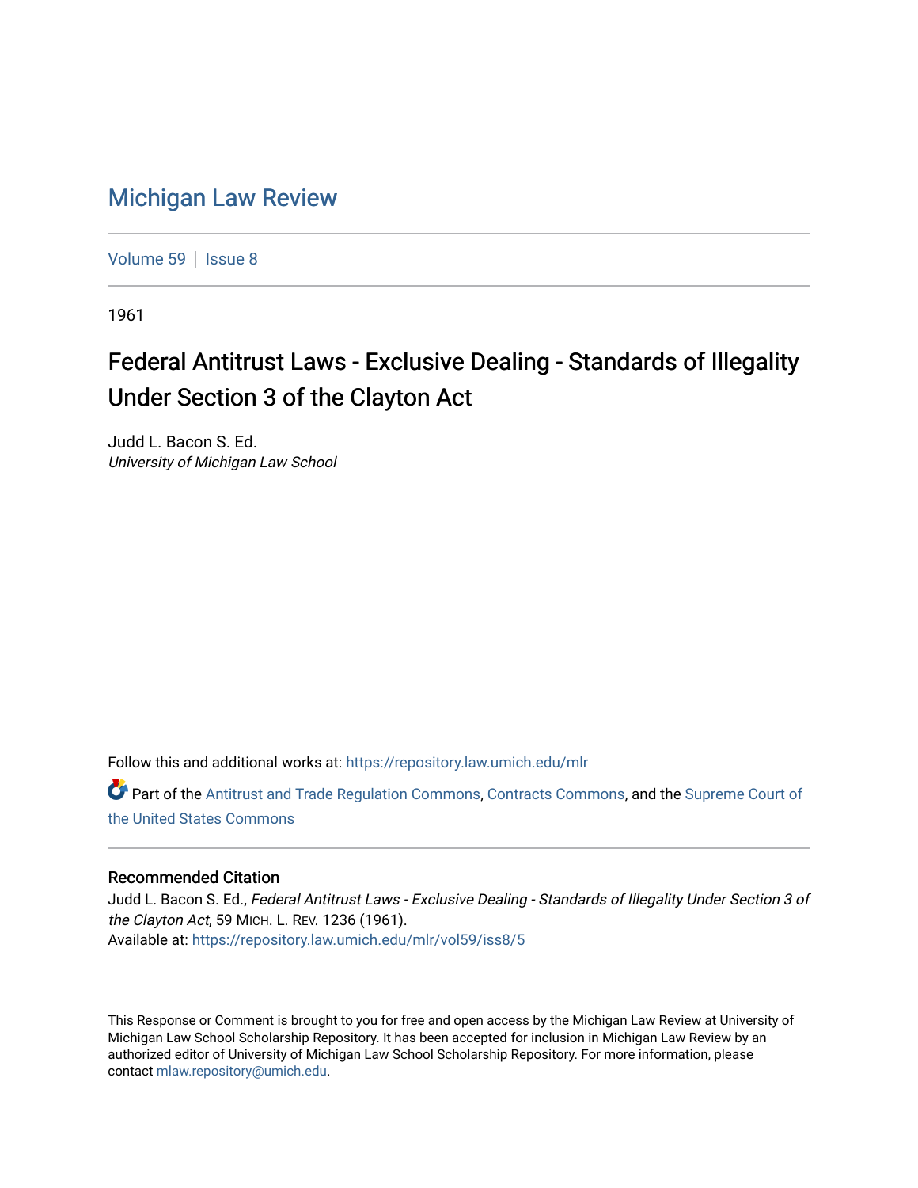# Michigan Law Review

Volume 59 | Issue 8

1961

## Federal Antitrust Laws - Exclusive Dealing - Standards of Illegality Under Section 3 of the Clayton Act

Judd L. Bacon S. Ed.
*University of Michigan Law School*

Follow this and additional works at: https://repository.law.umich.edu/mlr

Part of the Antitrust and Trade Regulation Commons, Contracts Commons, and the Supreme Court of the United States Commons

### Recommended Citation

Judd L. Bacon S. Ed., *Federal Antitrust Laws - Exclusive Dealing - Standards of Illegality Under Section 3 of the Clayton Act*, 59 MICH. L. REV. 1236 (1961).
Available at: https://repository.law.umich.edu/mlr/vol59/iss8/5

This Response or Comment is brought to you for free and open access by the Michigan Law Review at University of Michigan Law School Scholarship Repository. It has been accepted for inclusion in Michigan Law Review by an authorized editor of University of Michigan Law School Scholarship Repository. For more information, please contact mlaw.repository@umich.edu.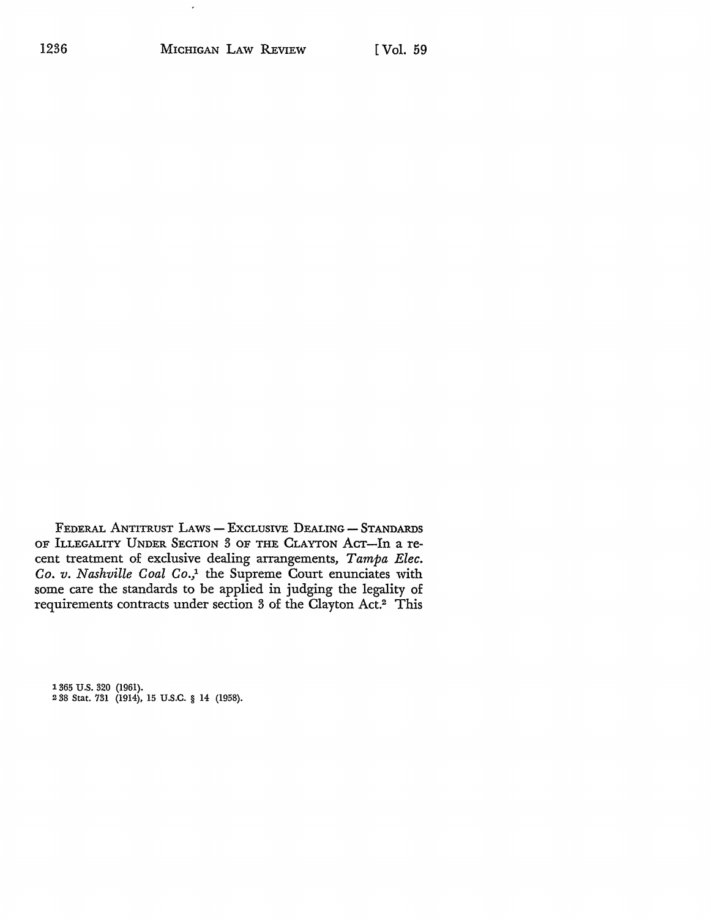FEDERAL ANTITRUST LAWS — EXCLUSIVE DEALING — STANDARDS OF ILLEGALITY UNDER SECTION 3 OF THE CLAYTON ACT—In a recent treatment of exclusive dealing arrangements, *Tampa Elec. Co. v. Nashville Coal Co.*,[1] the Supreme Court enunciates with some care the standards to be applied in judging the legality of requirements contracts under section 3 of the Clayton Act.[2] This

[1] 365 U.S. 320 (1961).

[2] 38 Stat. 731 (1914), 15 U.S.C. § 14 (1958).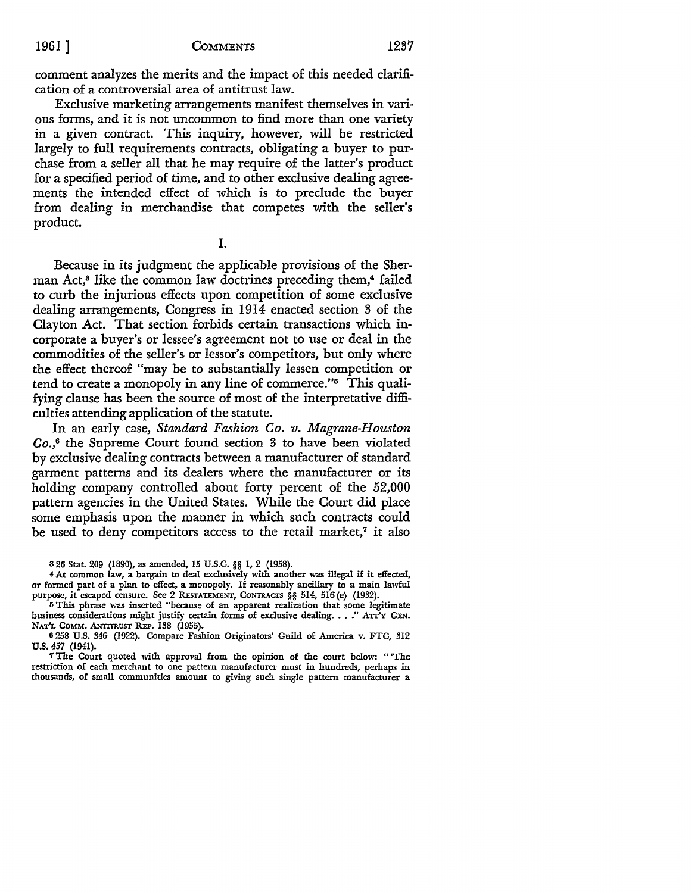comment analyzes the merits and the impact of this needed clarification of a controversial area of antitrust law.

Exclusive marketing arrangements manifest themselves in various forms, and it is not uncommon to find more than one variety in a given contract. This inquiry, however, will be restricted largely to full requirements contracts, obligating a buyer to purchase from a seller all that he may require of the latter's product for a specified period of time, and to other exclusive dealing agreements the intended effect of which is to preclude the buyer from dealing in merchandise that competes with the seller's product.

I.

Because in its judgment the applicable provisions of the Sherman Act,[3] like the common law doctrines preceding them,[4] failed to curb the injurious effects upon competition of some exclusive dealing arrangements, Congress in 1914 enacted section 3 of the Clayton Act. That section forbids certain transactions which incorporate a buyer's or lessee's agreement not to use or deal in the commodities of the seller's or lessor's competitors, but only where the effect thereof "may be to substantially lessen competition or tend to create a monopoly in any line of commerce."[5] This qualifying clause has been the source of most of the interpretative difficulties attending application of the statute.

In an early case, *Standard Fashion Co. v. Magrane-Houston Co.*,[6] the Supreme Court found section 3 to have been violated by exclusive dealing contracts between a manufacturer of standard garment patterns and its dealers where the manufacturer or its holding company controlled about forty percent of the 52,000 pattern agencies in the United States. While the Court did place some emphasis upon the manner in which such contracts could be used to deny competitors access to the retail market,[7] it also

---

[3] 26 Stat. 209 (1890), as amended, 15 U.S.C. §§ 1, 2 (1958).

[4] At common law, a bargain to deal exclusively with another was illegal if it effected, or formed part of a plan to effect, a monopoly. If reasonably ancillary to a main lawful purpose, it escaped censure. See 2 RESTATEMENT, CONTRACTS §§ 514, 516(e) (1932).

[5] This phrase was inserted "because of an apparent realization that some legitimate business considerations might justify certain forms of exclusive dealing. . . ." ATT'Y GEN. NAT'L COMM. ANTITRUST REP. 138 (1955).

[6] 258 U.S. 346 (1922). Compare Fashion Originators' Guild of America v. FTC, 312 U.S. 457 (1941).

[7] The Court quoted with approval from the opinion of the court below: "'The restriction of each merchant to one pattern manufacturer must in hundreds, perhaps in thousands, of small communities amount to giving such single pattern manufacturer a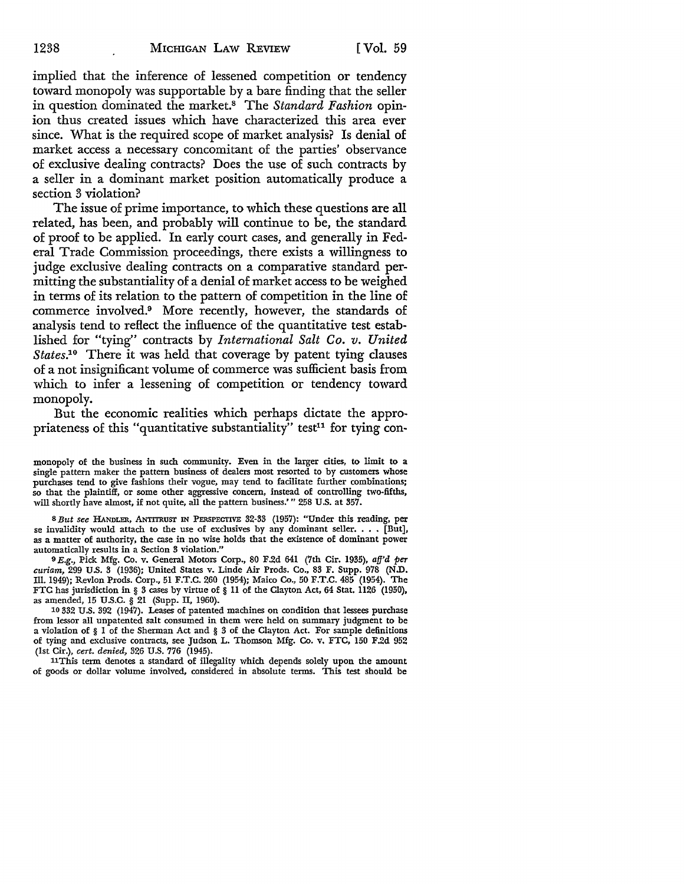implied that the inference of lessened competition or tendency toward monopoly was supportable by a bare finding that the seller in question dominated the market.[8] The *Standard Fashion* opinion thus created issues which have characterized this area ever since. What is the required scope of market analysis? Is denial of market access a necessary concomitant of the parties' observance of exclusive dealing contracts? Does the use of such contracts by a seller in a dominant market position automatically produce a section 3 violation?

The issue of prime importance, to which these questions are all related, has been, and probably will continue to be, the standard of proof to be applied. In early court cases, and generally in Federal Trade Commission proceedings, there exists a willingness to judge exclusive dealing contracts on a comparative standard permitting the substantiality of a denial of market access to be weighed in terms of its relation to the pattern of competition in the line of commerce involved.[9] More recently, however, the standards of analysis tend to reflect the influence of the quantitative test established for "tying" contracts by *International Salt Co. v. United States*.[10] There it was held that coverage by patent tying clauses of a not insignificant volume of commerce was sufficient basis from which to infer a lessening of competition or tendency toward monopoly.

But the economic realities which perhaps dictate the appropriateness of this "quantitative substantiality" test[11] for tying con-

---

monopoly of the business in such community. Even in the larger cities, to limit to a single pattern maker the pattern business of dealers most resorted to by customers whose purchases tend to give fashions their vogue, may tend to facilitate further combinations; so that the plaintiff, or some other aggressive concern, instead of controlling two-fifths, will shortly have almost, if not quite, all the pattern business.' " 258 U.S. at 357.

[8] *But see* HANDLER, ANTITRUST IN PERSPECTIVE 32-33 (1957): "Under this reading, per se invalidity would attach to the use of exclusives by any dominant seller. . . . [But], as a matter of authority, the case in no wise holds that the existence of dominant power automatically results in a Section 3 violation."

[9] *E.g.*, Pick Mfg. Co. v. General Motors Corp., 80 F.2d 641 (7th Cir. 1935), *aff'd per curiam*, 299 U.S. 3 (1936); United States v. Linde Air Prods. Co., 83 F. Supp. 978 (N.D. Ill. 1949); Revlon Prods. Corp., 51 F.T.C. 260 (1954); Maico Co., 50 F.T.C. 485 (1954). The FTC has jurisdiction in § 3 cases by virtue of § 11 of the Clayton Act, 64 Stat. 1126 (1950), as amended, 15 U.S.C. § 21 (Supp. II, 1960).

[10] 332 U.S. 392 (1947). Leases of patented machines on condition that lessees purchase from lessor all unpatented salt consumed in them were held on summary judgment to be a violation of § 1 of the Sherman Act and § 3 of the Clayton Act. For sample definitions of tying and exclusive contracts, see Judson L. Thomson Mfg. Co. v. FTC, 150 F.2d 952 (1st Cir.), *cert. denied*, 326 U.S. 776 (1945).

[11] This term denotes a standard of illegality which depends solely upon the amount of goods or dollar volume involved, considered in absolute terms. This test should be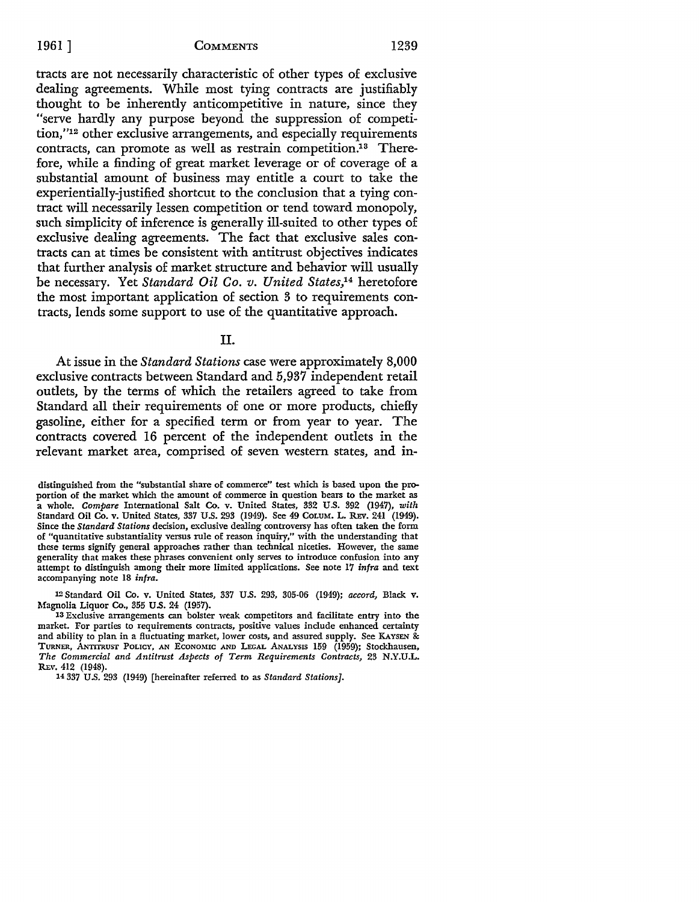tracts are not necessarily characteristic of other types of exclusive dealing agreements. While most tying contracts are justifiably thought to be inherently anticompetitive in nature, since they "serve hardly any purpose beyond the suppression of competition,"[12] other exclusive arrangements, and especially requirements contracts, can promote as well as restrain competition.[13] Therefore, while a finding of great market leverage or of coverage of a substantial amount of business may entitle a court to take the experientially-justified shortcut to the conclusion that a tying contract will necessarily lessen competition or tend toward monopoly, such simplicity of inference is generally ill-suited to other types of exclusive dealing agreements. The fact that exclusive sales contracts can at times be consistent with antitrust objectives indicates that further analysis of market structure and behavior will usually be necessary. Yet *Standard Oil Co. v. United States*,[14] heretofore the most important application of section 3 to requirements contracts, lends some support to use of the quantitative approach.

## II.

At issue in the *Standard Stations* case were approximately 8,000 exclusive contracts between Standard and 5,937 independent retail outlets, by the terms of which the retailers agreed to take from Standard all their requirements of one or more products, chiefly gasoline, either for a specified term or from year to year. The contracts covered 16 percent of the independent outlets in the relevant market area, comprised of seven western states, and in-

distinguished from the "substantial share of commerce" test which is based upon the proportion of the market which the amount of commerce in question bears to the market as a whole. *Compare* International Salt Co. v. United States, 332 U.S. 392 (1947), *with* Standard Oil Co. v. United States, 337 U.S. 293 (1949). See 49 COLUM. L. REV. 241 (1949). Since the *Standard Stations* decision, exclusive dealing controversy has often taken the form of "quantitative substantiality versus rule of reason inquiry," with the understanding that these terms signify general approaches rather than technical niceties. However, the same generality that makes these phrases convenient only serves to introduce confusion into any attempt to distinguish among their more limited applications. See note 17 *infra* and text accompanying note 18 *infra*.

[12] Standard Oil Co. v. United States, 337 U.S. 293, 305-06 (1949); *accord*, Black v. Magnolia Liquor Co., 355 U.S. 24 (1957).

[13] Exclusive arrangements can bolster weak competitors and facilitate entry into the market. For parties to requirements contracts, positive values include enhanced certainty and ability to plan in a fluctuating market, lower costs, and assured supply. See KAYSEN & TURNER, ANTITRUST POLICY, AN ECONOMIC AND LEGAL ANALYSIS 159 (1959); Stockhausen, *The Commercial and Antitrust Aspects of Term Requirements Contracts*, 23 N.Y.U.L. REV. 412 (1948).

[14] 337 U.S. 293 (1949) [hereinafter referred to as *Standard Stations*].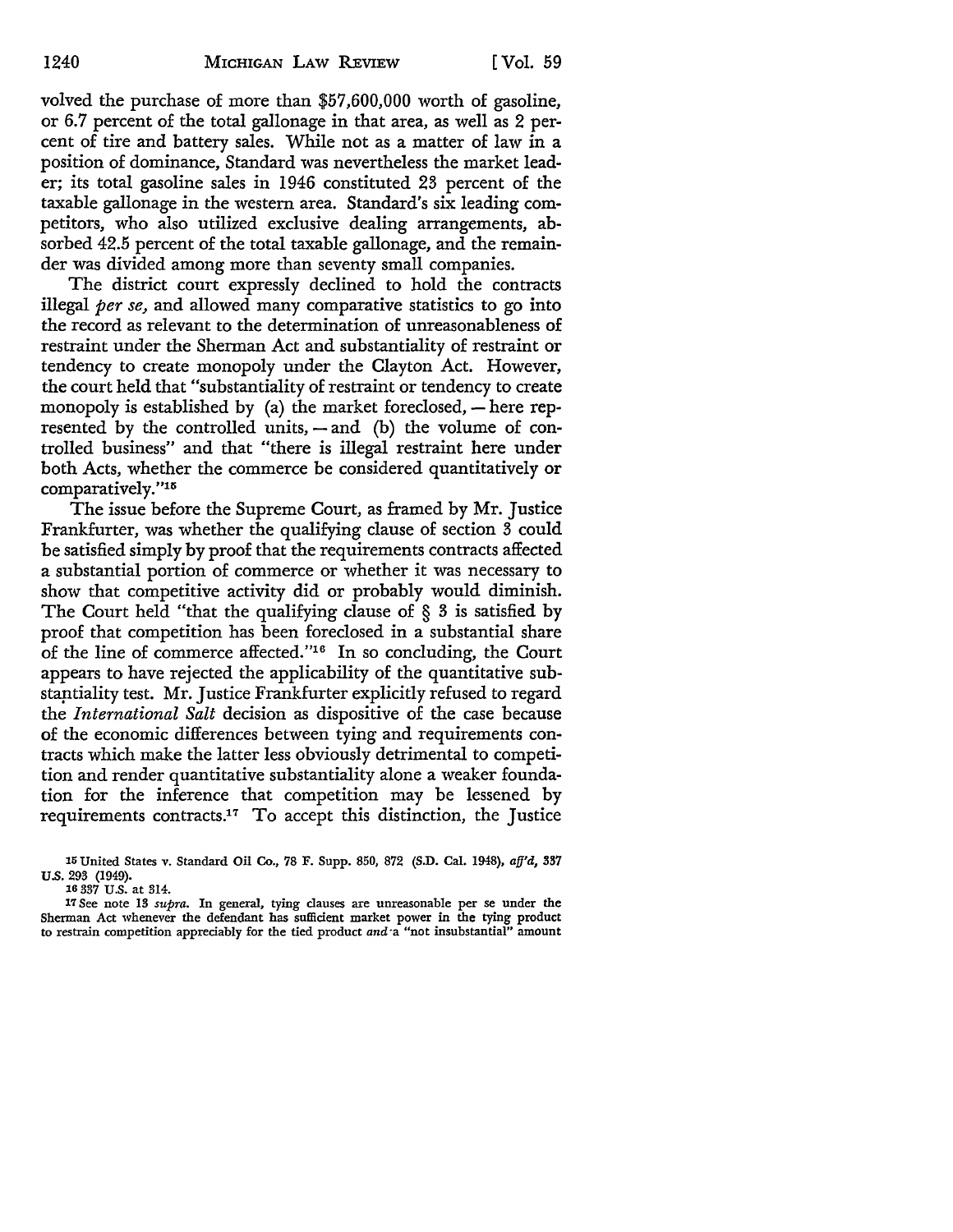volved the purchase of more than $57,600,000 worth of gasoline, or 6.7 percent of the total gallonage in that area, as well as 2 percent of tire and battery sales. While not as a matter of law in a position of dominance, Standard was nevertheless the market leader; its total gasoline sales in 1946 constituted 23 percent of the taxable gallonage in the western area. Standard's six leading competitors, who also utilized exclusive dealing arrangements, absorbed 42.5 percent of the total taxable gallonage, and the remainder was divided among more than seventy small companies.

The district court expressly declined to hold the contracts illegal *per se,* and allowed many comparative statistics to go into the record as relevant to the determination of unreasonableness of restraint under the Sherman Act and substantiality of restraint or tendency to create monopoly under the Clayton Act. However, the court held that "substantiality of restraint or tendency to create monopoly is established by (a) the market foreclosed, — here represented by the controlled units, — and (b) the volume of controlled business" and that "there is illegal restraint here under both Acts, whether the commerce be considered quantitatively or comparatively."[15]

The issue before the Supreme Court, as framed by Mr. Justice Frankfurter, was whether the qualifying clause of section 3 could be satisfied simply by proof that the requirements contracts affected a substantial portion of commerce or whether it was necessary to show that competitive activity did or probably would diminish. The Court held "that the qualifying clause of § 3 is satisfied by proof that competition has been foreclosed in a substantial share of the line of commerce affected."[16] In so concluding, the Court appears to have rejected the applicability of the quantitative substantiality test. Mr. Justice Frankfurter explicitly refused to regard the *International Salt* decision as dispositive of the case because of the economic differences between tying and requirements contracts which make the latter less obviously detrimental to competition and render quantitative substantiality alone a weaker foundation for the inference that competition may be lessened by requirements contracts.[17] To accept this distinction, the Justice

[15] United States v. Standard Oil Co., 78 F. Supp. 850, 872 (S.D. Cal. 1948), *aff'd,* 337 U.S. 293 (1949).

[16] 337 U.S. at 314.

[17] See note 13 *supra.* In general, tying clauses are unreasonable per se under the Sherman Act whenever the defendant has sufficient market power in the tying product to restrain competition appreciably for the tied product *and* a "not insubstantial" amount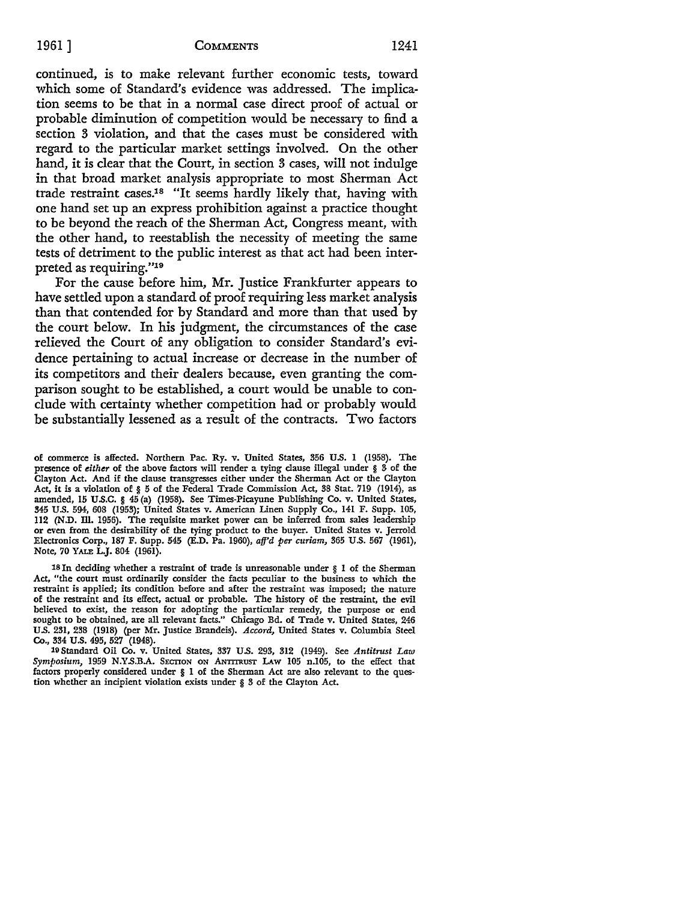continued, is to make relevant further economic tests, toward which some of Standard's evidence was addressed. The implication seems to be that in a normal case direct proof of actual or probable diminution of competition would be necessary to find a section 3 violation, and that the cases must be considered with regard to the particular market settings involved. On the other hand, it is clear that the Court, in section 3 cases, will not indulge in that broad market analysis appropriate to most Sherman Act trade restraint cases.[18] "It seems hardly likely that, having with one hand set up an express prohibition against a practice thought to be beyond the reach of the Sherman Act, Congress meant, with the other hand, to reestablish the necessity of meeting the same tests of detriment to the public interest as that act had been interpreted as requiring."[19]

For the cause before him, Mr. Justice Frankfurter appears to have settled upon a standard of proof requiring less market analysis than that contended for by Standard and more than that used by the court below. In his judgment, the circumstances of the case relieved the Court of any obligation to consider Standard's evidence pertaining to actual increase or decrease in the number of its competitors and their dealers because, even granting the comparison sought to be established, a court would be unable to conclude with certainty whether competition had or probably would be substantially lessened as a result of the contracts. Two factors

---

of commerce is affected. Northern Pac. Ry. v. United States, 356 U.S. 1 (1958). The presence of *either* of the above factors will render a tying clause illegal under § 3 of the Clayton Act. And if the clause transgresses either under the Sherman Act or the Clayton Act, it is a violation of § 5 of the Federal Trade Commission Act, 38 Stat. 719 (1914), as amended, 15 U.S.C. § 45 (a) (1958). See Times-Picayune Publishing Co. v. United States, 345 U.S. 594, 608 (1953); United States v. American Linen Supply Co., 141 F. Supp. 105, 112 (N.D. Ill. 1956). The requisite market power can be inferred from sales leadership or even from the desirability of the tying product to the buyer. United States v. Jerrold Electronics Corp., 187 F. Supp. 545 (E.D. Pa. 1960), *aff'd per curiam*, 365 U.S. 567 (1961), Note, 70 YALE L.J. 804 (1961).

[18] In deciding whether a restraint of trade is unreasonable under § 1 of the Sherman Act, "the court must ordinarily consider the facts peculiar to the business to which the restraint is applied; its condition before and after the restraint was imposed; the nature of the restraint and its effect, actual or probable. The history of the restraint, the evil believed to exist, the reason for adopting the particular remedy, the purpose or end sought to be obtained, are all relevant facts." Chicago Bd. of Trade v. United States, 246 U.S. 231, 238 (1918) (per Mr. Justice Brandeis). *Accord*, United States v. Columbia Steel Co., 334 U.S. 495, 527 (1948).

[19] Standard Oil Co. v. United States, 337 U.S. 293, 312 (1949). See *Antitrust Law Symposium*, 1959 N.Y.S.B.A. SECTION ON ANTITRUST LAW 105 n.105, to the effect that factors properly considered under § 1 of the Sherman Act are also relevant to the question whether an incipient violation exists under § 3 of the Clayton Act.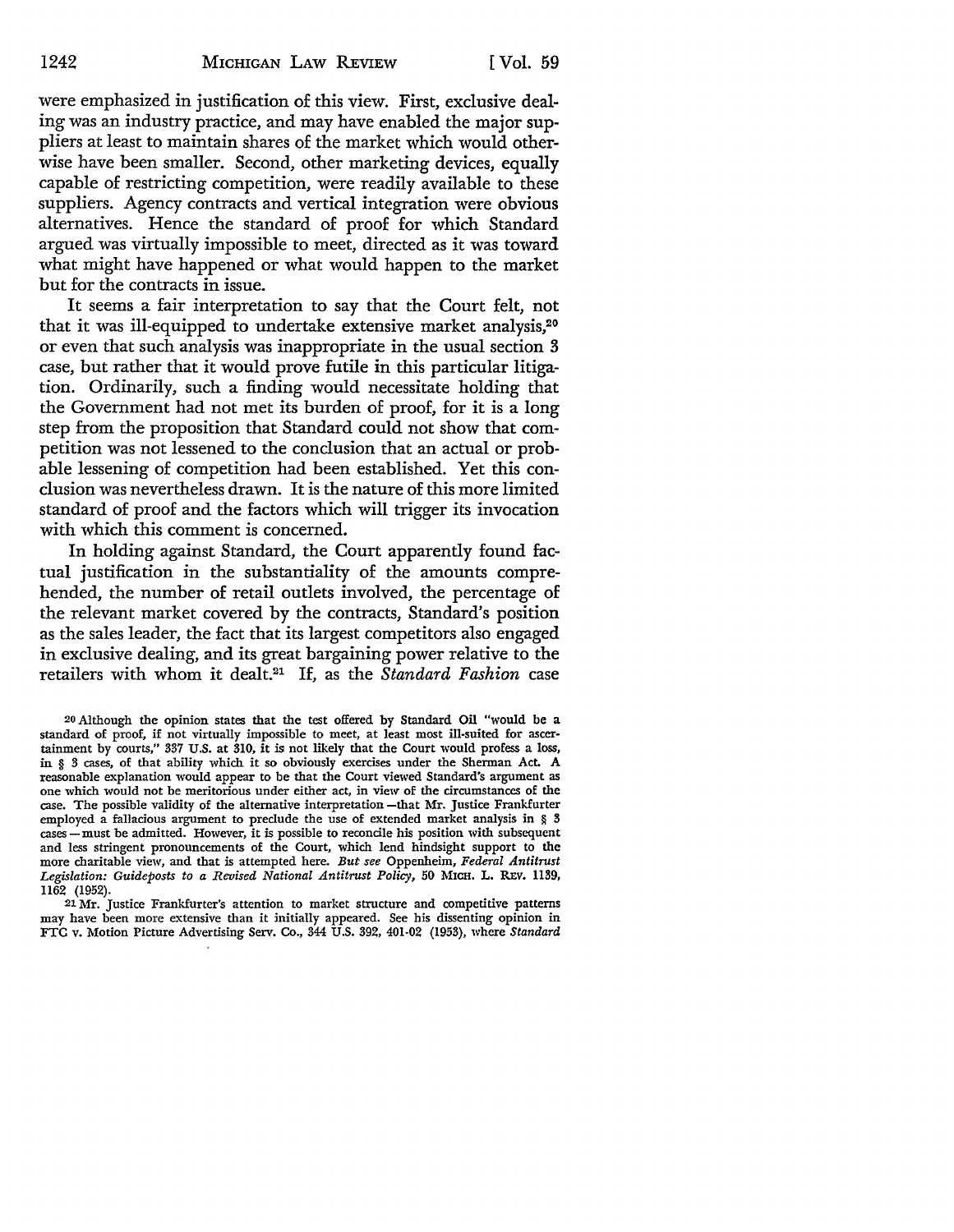were emphasized in justification of this view. First, exclusive dealing was an industry practice, and may have enabled the major suppliers at least to maintain shares of the market which would otherwise have been smaller. Second, other marketing devices, equally capable of restricting competition, were readily available to these suppliers. Agency contracts and vertical integration were obvious alternatives. Hence the standard of proof for which Standard argued was virtually impossible to meet, directed as it was toward what might have happened or what would happen to the market but for the contracts in issue.

It seems a fair interpretation to say that the Court felt, not that it was ill-equipped to undertake extensive market analysis,[20] or even that such analysis was inappropriate in the usual section 3 case, but rather that it would prove futile in this particular litigation. Ordinarily, such a finding would necessitate holding that the Government had not met its burden of proof, for it is a long step from the proposition that Standard could not show that competition was not lessened to the conclusion that an actual or probable lessening of competition had been established. Yet this conclusion was nevertheless drawn. It is the nature of this more limited standard of proof and the factors which will trigger its invocation with which this comment is concerned.

In holding against Standard, the Court apparently found factual justification in the substantiality of the amounts comprehended, the number of retail outlets involved, the percentage of the relevant market covered by the contracts, Standard's position as the sales leader, the fact that its largest competitors also engaged in exclusive dealing, and its great bargaining power relative to the retailers with whom it dealt.[21] If, as the *Standard Fashion* case

[20] Although the opinion states that the test offered by Standard Oil "would be a standard of proof, if not virtually impossible to meet, at least most ill-suited for ascertainment by courts," 337 U.S. at 310, it is not likely that the Court would profess a loss, in § 3 cases, of that ability which it so obviously exercises under the Sherman Act. A reasonable explanation would appear to be that the Court viewed Standard's argument as one which would not be meritorious under either act, in view of the circumstances of the case. The possible validity of the alternative interpretation—that Mr. Justice Frankfurter employed a fallacious argument to preclude the use of extended market analysis in § 3 cases—must be admitted. However, it is possible to reconcile his position with subsequent and less stringent pronouncements of the Court, which lend hindsight support to the more charitable view, and that is attempted here. *But see* Oppenheim, *Federal Antitrust Legislation: Guideposts to a Revised National Antitrust Policy*, 50 MICH. L. REV. 1139, 1162 (1952).

[21] Mr. Justice Frankfurter's attention to market structure and competitive patterns may have been more extensive than it initially appeared. See his dissenting opinion in FTC v. Motion Picture Advertising Serv. Co., 344 U.S. 392, 401-02 (1953), where *Standard*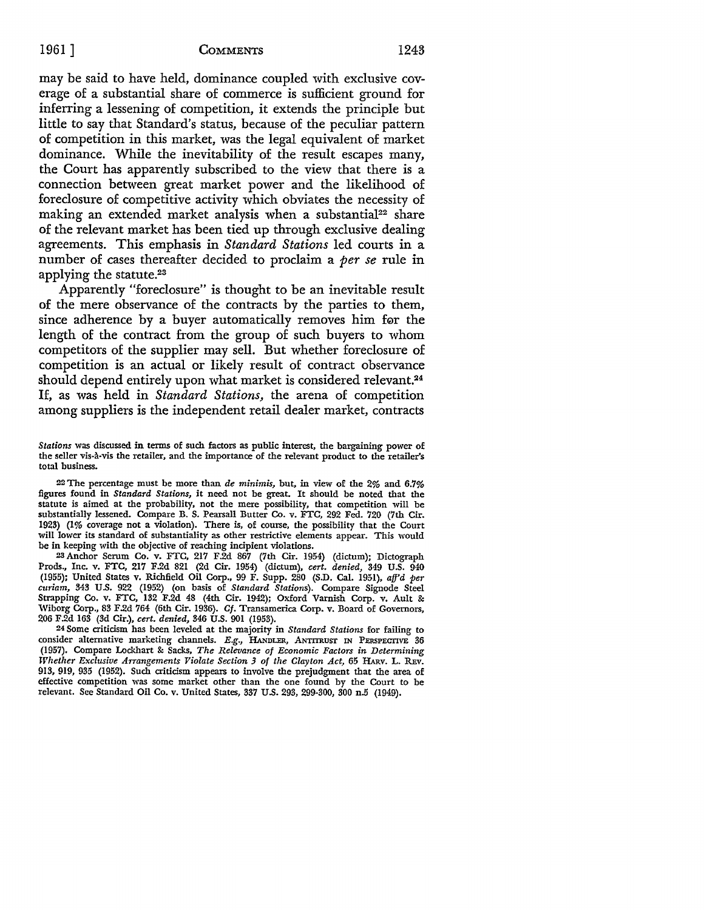may be said to have held, dominance coupled with exclusive coverage of a substantial share of commerce is sufficient ground for inferring a lessening of competition, it extends the principle but little to say that Standard's status, because of the peculiar pattern of competition in this market, was the legal equivalent of market dominance. While the inevitability of the result escapes many, the Court has apparently subscribed to the view that there is a connection between great market power and the likelihood of foreclosure of competitive activity which obviates the necessity of making an extended market analysis when a substantial[22] share of the relevant market has been tied up through exclusive dealing agreements. This emphasis in *Standard Stations* led courts in a number of cases thereafter decided to proclaim a *per se* rule in applying the statute.[23]

Apparently "foreclosure" is thought to be an inevitable result of the mere observance of the contracts by the parties to them, since adherence by a buyer automatically removes him for the length of the contract from the group of such buyers to whom competitors of the supplier may sell. But whether foreclosure of competition is an actual or likely result of contract observance should depend entirely upon what market is considered relevant.[24] If, as was held in *Standard Stations*, the arena of competition among suppliers is the independent retail dealer market, contracts

*Stations* was discussed in terms of such factors as public interest, the bargaining power of the seller vis-à-vis the retailer, and the importance of the relevant product to the retailer's total business.

[22] The percentage must be more than *de minimis*, but, in view of the 2% and 6.7% figures found in *Standard Stations*, it need not be great. It should be noted that the statute is aimed at the probability, not the mere possibility, that competition will be substantially lessened. Compare B. S. Pearsall Butter Co. v. FTC, 292 Fed. 720 (7th Cir. 1923) (1% coverage not a violation). There is, of course, the possibility that the Court will lower its standard of substantiality as other restrictive elements appear. This would be in keeping with the objective of reaching incipient violations.

[23] Anchor Serum Co. v. FTC, 217 F.2d 867 (7th Cir. 1954) (dictum); Dictograph Prods., Inc. v. FTC, 217 F.2d 821 (2d Cir. 1954) (dictum), *cert. denied*, 349 U.S. 940 (1955); United States v. Richfield Oil Corp., 99 F. Supp. 280 (S.D. Cal. 1951), *aff'd per curiam*, 343 U.S. 922 (1952) (on basis of *Standard Stations*). Compare Signode Steel Strapping Co. v. FTC, 132 F.2d 48 (4th Cir. 1942); Oxford Varnish Corp. v. Ault & Wiborg Corp., 83 F.2d 764 (6th Cir. 1936). *Cf.* Transamerica Corp. v. Board of Governors, 206 F.2d 163 (3d Cir.), *cert. denied*, 346 U.S. 901 (1953).

[24] Some criticism has been leveled at the majority in *Standard Stations* for failing to consider alternative marketing channels. *E.g.*, Handler, Antitrust in Perspective 36 (1957). Compare Lockhart & Sacks, *The Relevance of Economic Factors in Determining Whether Exclusive Arrangements Violate Section 3 of the Clayton Act*, 65 Harv. L. Rev. 913, 919, 935 (1952). Such criticism appears to involve the prejudgment that the area of effective competition was some market other than the one found by the Court to be relevant. See Standard Oil Co. v. United States, 337 U.S. 293, 299-300, 300 n.5 (1949).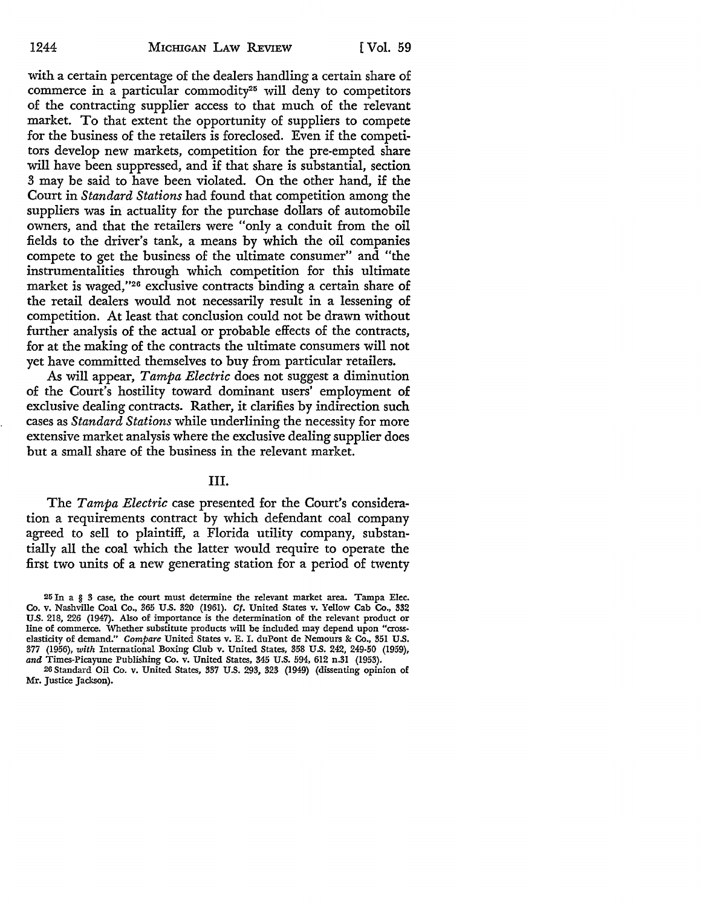with a certain percentage of the dealers handling a certain share of commerce in a particular commodity[25] will deny to competitors of the contracting supplier access to that much of the relevant market. To that extent the opportunity of suppliers to compete for the business of the retailers is foreclosed. Even if the competitors develop new markets, competition for the pre-empted share will have been suppressed, and if that share is substantial, section 3 may be said to have been violated. On the other hand, if the Court in *Standard Stations* had found that competition among the suppliers was in actuality for the purchase dollars of automobile owners, and that the retailers were "only a conduit from the oil fields to the driver's tank, a means by which the oil companies compete to get the business of the ultimate consumer" and "the instrumentalities through which competition for this ultimate market is waged,"[26] exclusive contracts binding a certain share of the retail dealers would not necessarily result in a lessening of competition. At least that conclusion could not be drawn without further analysis of the actual or probable effects of the contracts, for at the making of the contracts the ultimate consumers will not yet have committed themselves to buy from particular retailers.

As will appear, *Tampa Electric* does not suggest a diminution of the Court's hostility toward dominant users' employment of exclusive dealing contracts. Rather, it clarifies by indirection such cases as *Standard Stations* while underlining the necessity for more extensive market analysis where the exclusive dealing supplier does but a small share of the business in the relevant market.

## III.

The *Tampa Electric* case presented for the Court's consideration a requirements contract by which defendant coal company agreed to sell to plaintiff, a Florida utility company, substantially all the coal which the latter would require to operate the first two units of a new generating station for a period of twenty

---

[25] In a § 3 case, the court must determine the relevant market area. Tampa Elec. Co. v. Nashville Coal Co., 365 U.S. 320 (1961). *Cf.* United States v. Yellow Cab Co., 332 U.S. 218, 226 (1947). Also of importance is the determination of the relevant product or line of commerce. Whether substitute products will be included may depend upon "cross-elasticity of demand." *Compare* United States v. E. I. duPont de Nemours & Co., 351 U.S. 377 (1956), *with* International Boxing Club v. United States, 358 U.S. 242, 249-50 (1959), *and* Times-Picayune Publishing Co. v. United States, 345 U.S. 594, 612 n.31 (1953).

[26] Standard Oil Co. v. United States, 337 U.S. 293, 323 (1949) (dissenting opinion of Mr. Justice Jackson).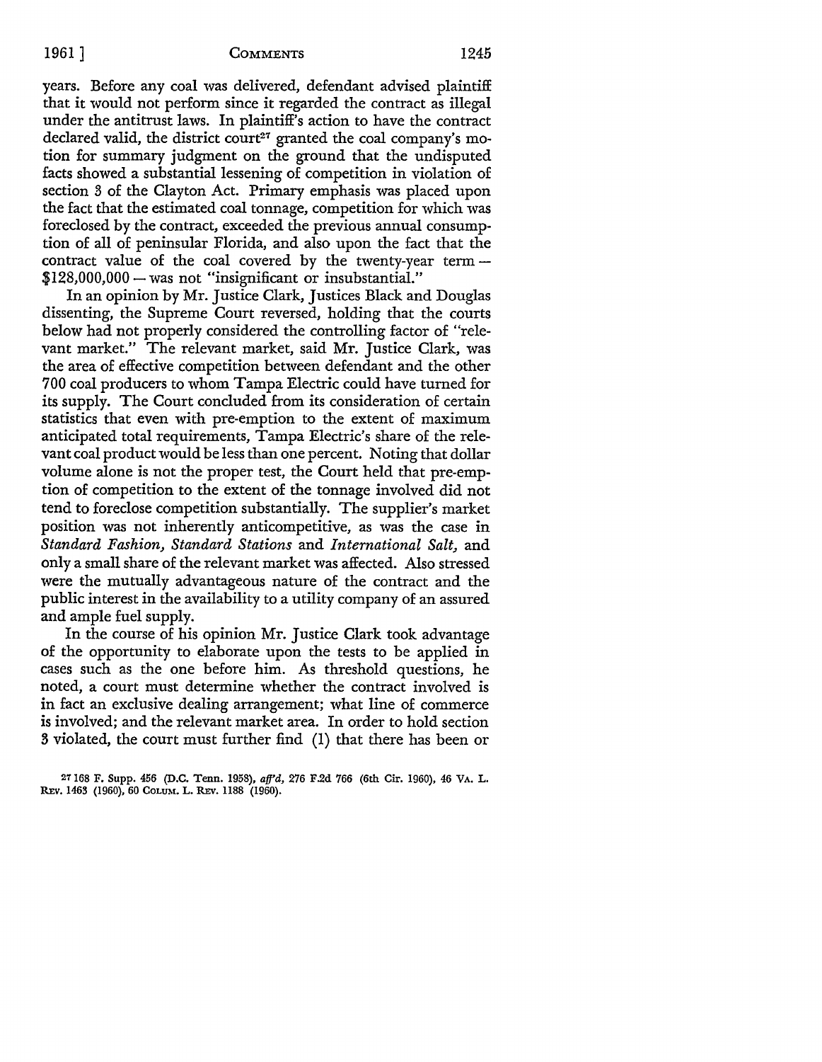years. Before any coal was delivered, defendant advised plaintiff that it would not perform since it regarded the contract as illegal under the antitrust laws. In plaintiff's action to have the contract declared valid, the district court[27] granted the coal company's motion for summary judgment on the ground that the undisputed facts showed a substantial lessening of competition in violation of section 3 of the Clayton Act. Primary emphasis was placed upon the fact that the estimated coal tonnage, competition for which was foreclosed by the contract, exceeded the previous annual consumption of all of peninsular Florida, and also upon the fact that the contract value of the coal covered by the twenty-year term — $128,000,000 — was not "insignificant or insubstantial."

In an opinion by Mr. Justice Clark, Justices Black and Douglas dissenting, the Supreme Court reversed, holding that the courts below had not properly considered the controlling factor of "relevant market." The relevant market, said Mr. Justice Clark, was the area of effective competition between defendant and the other 700 coal producers to whom Tampa Electric could have turned for its supply. The Court concluded from its consideration of certain statistics that even with pre-emption to the extent of maximum anticipated total requirements, Tampa Electric's share of the relevant coal product would be less than one percent. Noting that dollar volume alone is not the proper test, the Court held that pre-emption of competition to the extent of the tonnage involved did not tend to foreclose competition substantially. The supplier's market position was not inherently anticompetitive, as was the case in *Standard Fashion, Standard Stations* and *International Salt*, and only a small share of the relevant market was affected. Also stressed were the mutually advantageous nature of the contract and the public interest in the availability to a utility company of an assured and ample fuel supply.

In the course of his opinion Mr. Justice Clark took advantage of the opportunity to elaborate upon the tests to be applied in cases such as the one before him. As threshold questions, he noted, a court must determine whether the contract involved is in fact an exclusive dealing arrangement; what line of commerce is involved; and the relevant market area. In order to hold section 3 violated, the court must further find (1) that there has been or

[27] 168 F. Supp. 456 (D.C. Tenn. 1958), *aff'd*, 276 F.2d 766 (6th Cir. 1960), 46 VA. L. REV. 1463 (1960), 60 COLUM. L. REV. 1188 (1960).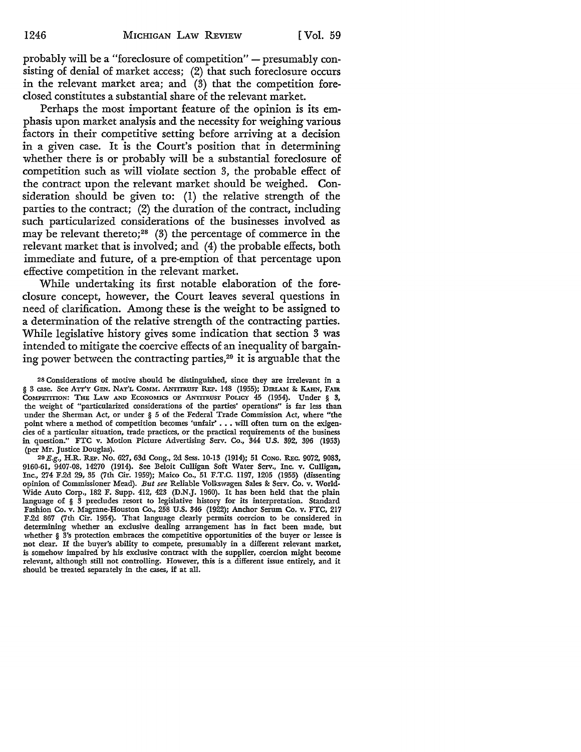probably will be a "foreclosure of competition" — presumably consisting of denial of market access; (2) that such foreclosure occurs in the relevant market area; and (3) that the competition foreclosed constitutes a substantial share of the relevant market.

Perhaps the most important feature of the opinion is its emphasis upon market analysis and the necessity for weighing various factors in their competitive setting before arriving at a decision in a given case. It is the Court's position that in determining whether there is or probably will be a substantial foreclosure of competition such as will violate section 3, the probable effect of the contract upon the relevant market should be weighed. Consideration should be given to: (1) the relative strength of the parties to the contract; (2) the duration of the contract, including such particularized considerations of the businesses involved as may be relevant thereto;[28] (3) the percentage of commerce in the relevant market that is involved; and (4) the probable effects, both immediate and future, of a pre-emption of that percentage upon effective competition in the relevant market.

While undertaking its first notable elaboration of the foreclosure concept, however, the Court leaves several questions in need of clarification. Among these is the weight to be assigned to a determination of the relative strength of the contracting parties. While legislative history gives some indication that section 3 was intended to mitigate the coercive effects of an inequality of bargaining power between the contracting parties,[29] it is arguable that the

---

[28] Considerations of motive should be distinguished, since they are irrelevant in a § 3 case. See ATT'Y GEN. NAT'L COMM. ANTITRUST REP. 148 (1955); DIRLAM & KAHN, FAIR COMPETITION: THE LAW AND ECONOMICS OF ANTITRUST POLICY 45 (1954). Under § 3, the weight of "particularized considerations of the parties' operations" is far less than under the Sherman Act, or under § 5 of the Federal Trade Commission Act, where "the point where a method of competition becomes 'unfair' . . . will often turn on the exigencies of a particular situation, trade practices, or the practical requirements of the business in question." FTC v. Motion Picture Advertising Serv. Co., 344 U.S. 392, 396 (1953) (per Mr. Justice Douglas).

[29] *E.g.*, H.R. REP. No. 627, 63d Cong., 2d Sess. 10-13 (1914); 51 CONG. REC. 9072, 9083, 9160-61, 9407-08, 14270 (1914). See Beloit Culligan Soft Water Serv., Inc. v. Culligan, Inc., 274 F.2d 29, 35 (7th Cir. 1959); Maico Co., 51 F.T.C. 1197, 1205 (1955) (dissenting opinion of Commissioner Mead). *But see* Reliable Volkswagen Sales & Serv. Co. v. World-Wide Auto Corp., 182 F. Supp. 412, 423 (D.N.J. 1960). It has been held that the plain language of § 3 precludes resort to legislative history for its interpretation. Standard Fashion Co. v. Magrane-Houston Co., 258 U.S. 346 (1922); Anchor Serum Co. v. FTC, 217 F.2d 867 (7th Cir. 1954). That language clearly permits coercion to be considered in determining whether an exclusive dealing arrangement has in fact been made, but whether § 3's protection embraces the competitive opportunities of the buyer or lessee is not clear. If the buyer's ability to compete, presumably in a different relevant market, is somehow impaired by his exclusive contract with the supplier, coercion might become relevant, although still not controlling. However, this is a different issue entirely, and it should be treated separately in the cases, if at all.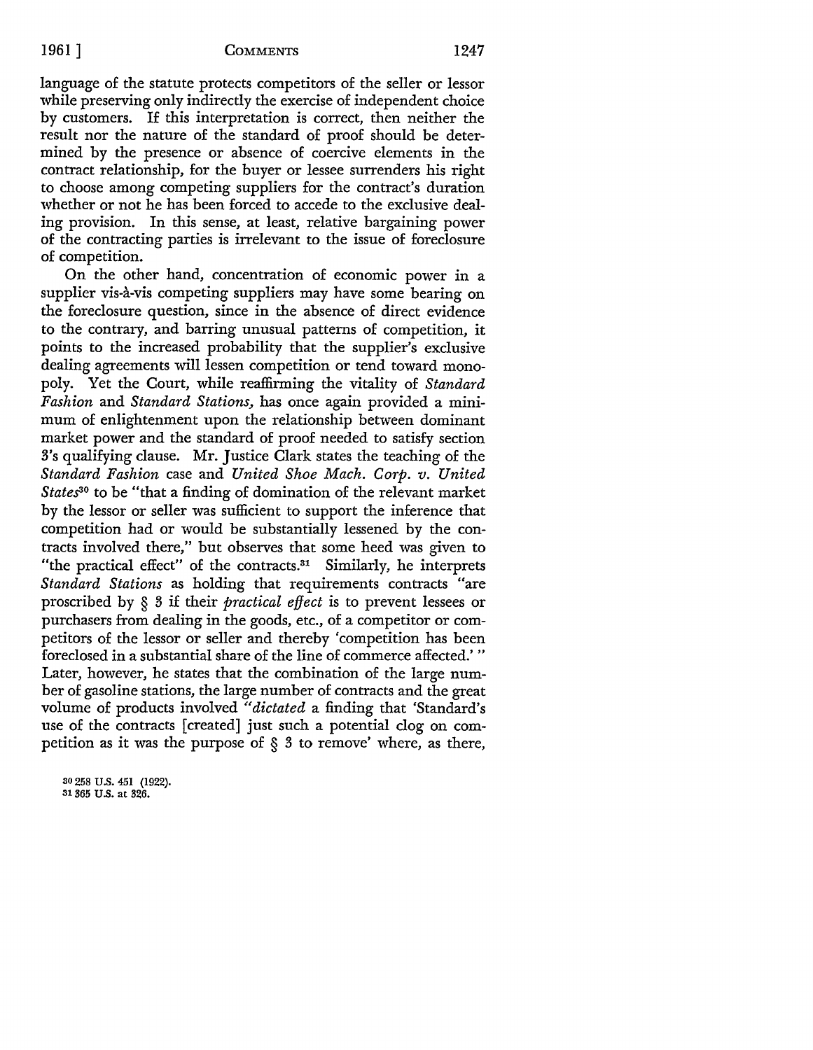language of the statute protects competitors of the seller or lessor while preserving only indirectly the exercise of independent choice by customers. If this interpretation is correct, then neither the result nor the nature of the standard of proof should be determined by the presence or absence of coercive elements in the contract relationship, for the buyer or lessee surrenders his right to choose among competing suppliers for the contract's duration whether or not he has been forced to accede to the exclusive dealing provision. In this sense, at least, relative bargaining power of the contracting parties is irrelevant to the issue of foreclosure of competition.

On the other hand, concentration of economic power in a supplier vis-à-vis competing suppliers may have some bearing on the foreclosure question, since in the absence of direct evidence to the contrary, and barring unusual patterns of competition, it points to the increased probability that the supplier's exclusive dealing agreements will lessen competition or tend toward monopoly. Yet the Court, while reaffirming the vitality of *Standard Fashion* and *Standard Stations*, has once again provided a minimum of enlightenment upon the relationship between dominant market power and the standard of proof needed to satisfy section 3's qualifying clause. Mr. Justice Clark states the teaching of the *Standard Fashion* case and *United Shoe Mach. Corp. v. United States*[30] to be "that a finding of domination of the relevant market by the lessor or seller was sufficient to support the inference that competition had or would be substantially lessened by the contracts involved there," but observes that some heed was given to "the practical effect" of the contracts.[31] Similarly, he interprets *Standard Stations* as holding that requirements contracts "are proscribed by § 3 if their *practical effect* is to prevent lessees or purchasers from dealing in the goods, etc., of a competitor or competitors of the lessor or seller and thereby 'competition has been foreclosed in a substantial share of the line of commerce affected.'" Later, however, he states that the combination of the large number of gasoline stations, the large number of contracts and the great volume of products involved *"dictated* a finding that 'Standard's use of the contracts [created] just such a potential clog on competition as it was the purpose of § 3 to remove' where, as there,

[30] 258 U.S. 451 (1922).
[31] 365 U.S. at 326.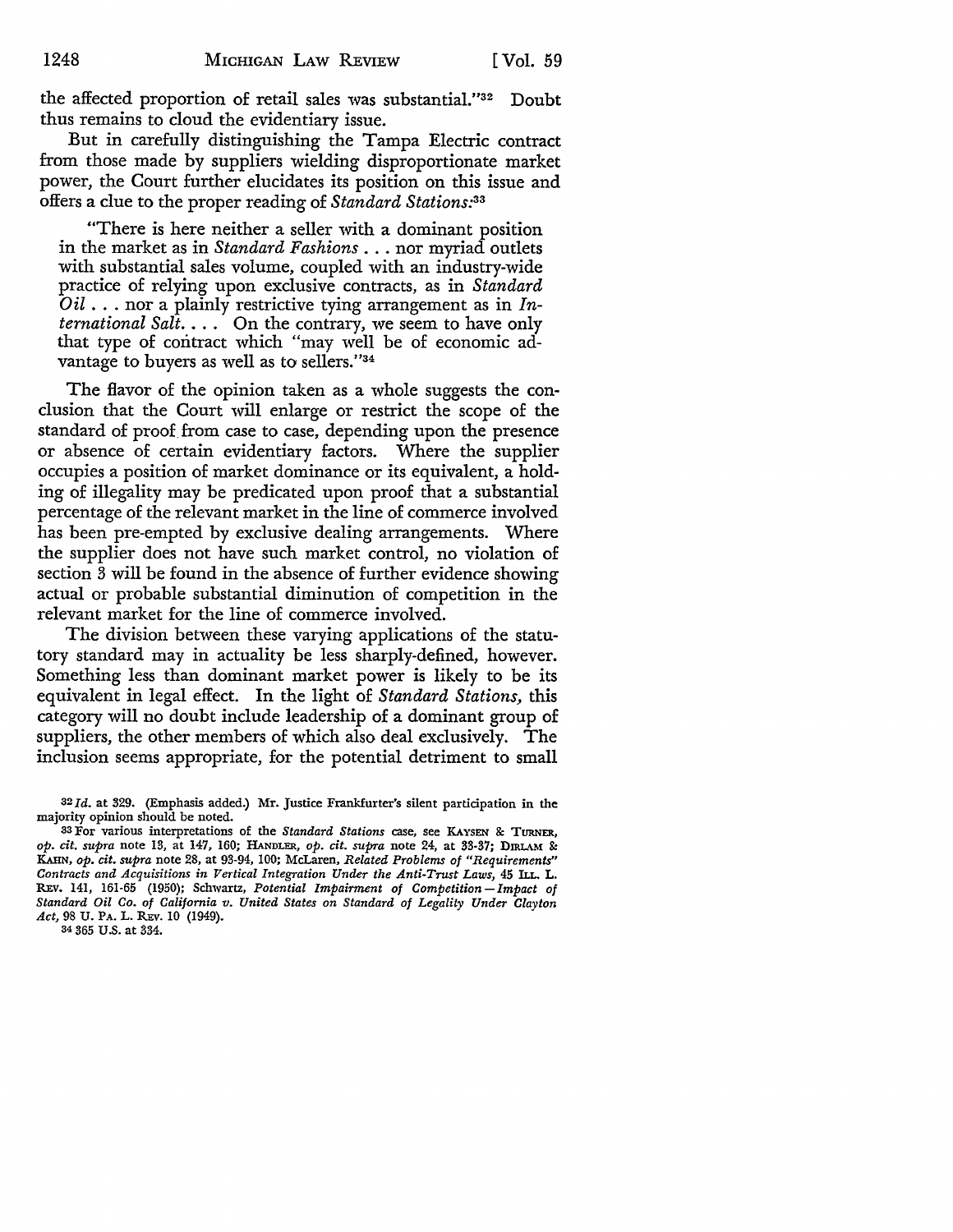the affected proportion of retail sales was substantial."[32] Doubt thus remains to cloud the evidentiary issue.

But in carefully distinguishing the Tampa Electric contract from those made by suppliers wielding disproportionate market power, the Court further elucidates its position on this issue and offers a clue to the proper reading of *Standard Stations*:[33]

> "There is here neither a seller with a dominant position in the market as in *Standard Fashions* . . . nor myriad outlets with substantial sales volume, coupled with an industry-wide practice of relying upon exclusive contracts, as in *Standard Oil* . . . nor a plainly restrictive tying arrangement as in *International Salt*. . . . On the contrary, we seem to have only that type of contract which "may well be of economic advantage to buyers as well as to sellers."[34]

The flavor of the opinion taken as a whole suggests the conclusion that the Court will enlarge or restrict the scope of the standard of proof from case to case, depending upon the presence or absence of certain evidentiary factors. Where the supplier occupies a position of market dominance or its equivalent, a holding of illegality may be predicated upon proof that a substantial percentage of the relevant market in the line of commerce involved has been pre-empted by exclusive dealing arrangements. Where the supplier does not have such market control, no violation of section 3 will be found in the absence of further evidence showing actual or probable substantial diminution of competition in the relevant market for the line of commerce involved.

The division between these varying applications of the statutory standard may in actuality be less sharply-defined, however. Something less than dominant market power is likely to be its equivalent in legal effect. In the light of *Standard Stations*, this category will no doubt include leadership of a dominant group of suppliers, the other members of which also deal exclusively. The inclusion seems appropriate, for the potential detriment to small

---

[32] *Id.* at 329. (Emphasis added.) Mr. Justice Frankfurter's silent participation in the majority opinion should be noted.

[33] For various interpretations of the *Standard Stations* case, see KAYSEN & TURNER, *op. cit. supra* note 13, at 147, 160; HANDLER, *op. cit. supra* note 24, at 33-37; DIRLAM & KAHN, *op. cit. supra* note 28, at 93-94, 100; McLaren, *Related Problems of "Requirements" Contracts and Acquisitions in Vertical Integration Under the Anti-Trust Laws*, 45 ILL. L. REV. 141, 161-65 (1950); Schwartz, *Potential Impairment of Competition—Impact of Standard Oil Co. of California v. United States on Standard of Legality Under Clayton Act*, 98 U. PA. L. REV. 10 (1949).

[34] 365 U.S. at 334.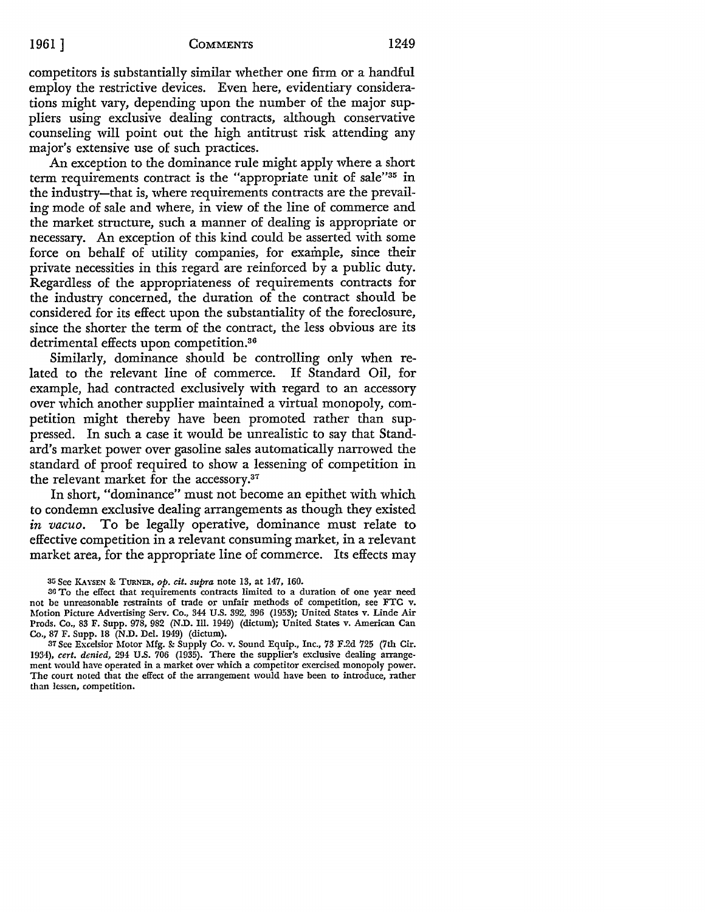competitors is substantially similar whether one firm or a handful employ the restrictive devices. Even here, evidentiary considerations might vary, depending upon the number of the major suppliers using exclusive dealing contracts, although conservative counseling will point out the high antitrust risk attending any major's extensive use of such practices.

An exception to the dominance rule might apply where a short term requirements contract is the "appropriate unit of sale"[35] in the industry—that is, where requirements contracts are the prevailing mode of sale and where, in view of the line of commerce and the market structure, such a manner of dealing is appropriate or necessary. An exception of this kind could be asserted with some force on behalf of utility companies, for example, since their private necessities in this regard are reinforced by a public duty. Regardless of the appropriateness of requirements contracts for the industry concerned, the duration of the contract should be considered for its effect upon the substantiality of the foreclosure, since the shorter the term of the contract, the less obvious are its detrimental effects upon competition.[36]

Similarly, dominance should be controlling only when related to the relevant line of commerce. If Standard Oil, for example, had contracted exclusively with regard to an accessory over which another supplier maintained a virtual monopoly, competition might thereby have been promoted rather than suppressed. In such a case it would be unrealistic to say that Standard's market power over gasoline sales automatically narrowed the standard of proof required to show a lessening of competition in the relevant market for the accessory.[37]

In short, "dominance" must not become an epithet with which to condemn exclusive dealing arrangements as though they existed *in vacuo*. To be legally operative, dominance must relate to effective competition in a relevant consuming market, in a relevant market area, for the appropriate line of commerce. Its effects may

---

[35] See KAYSEN & TURNER, *op. cit. supra* note 13, at 147, 160.

[36] To the effect that requirements contracts limited to a duration of one year need not be unreasonable restraints of trade or unfair methods of competition, see FTC v. Motion Picture Advertising Serv. Co., 344 U.S. 392, 396 (1953); United States v. Linde Air Prods. Co., 83 F. Supp. 978, 982 (N.D. Ill. 1949) (dictum); United States v. American Can Co., 87 F. Supp. 18 (N.D. Del. 1949) (dictum).

[37] See Excelsior Motor Mfg. & Supply Co. v. Sound Equip., Inc., 73 F.2d 725 (7th Cir. 1934), *cert. denied*, 294 U.S. 706 (1935). There the supplier's exclusive dealing arrangement would have operated in a market over which a competitor exercised monopoly power. The court noted that the effect of the arrangement would have been to introduce, rather than lessen, competition.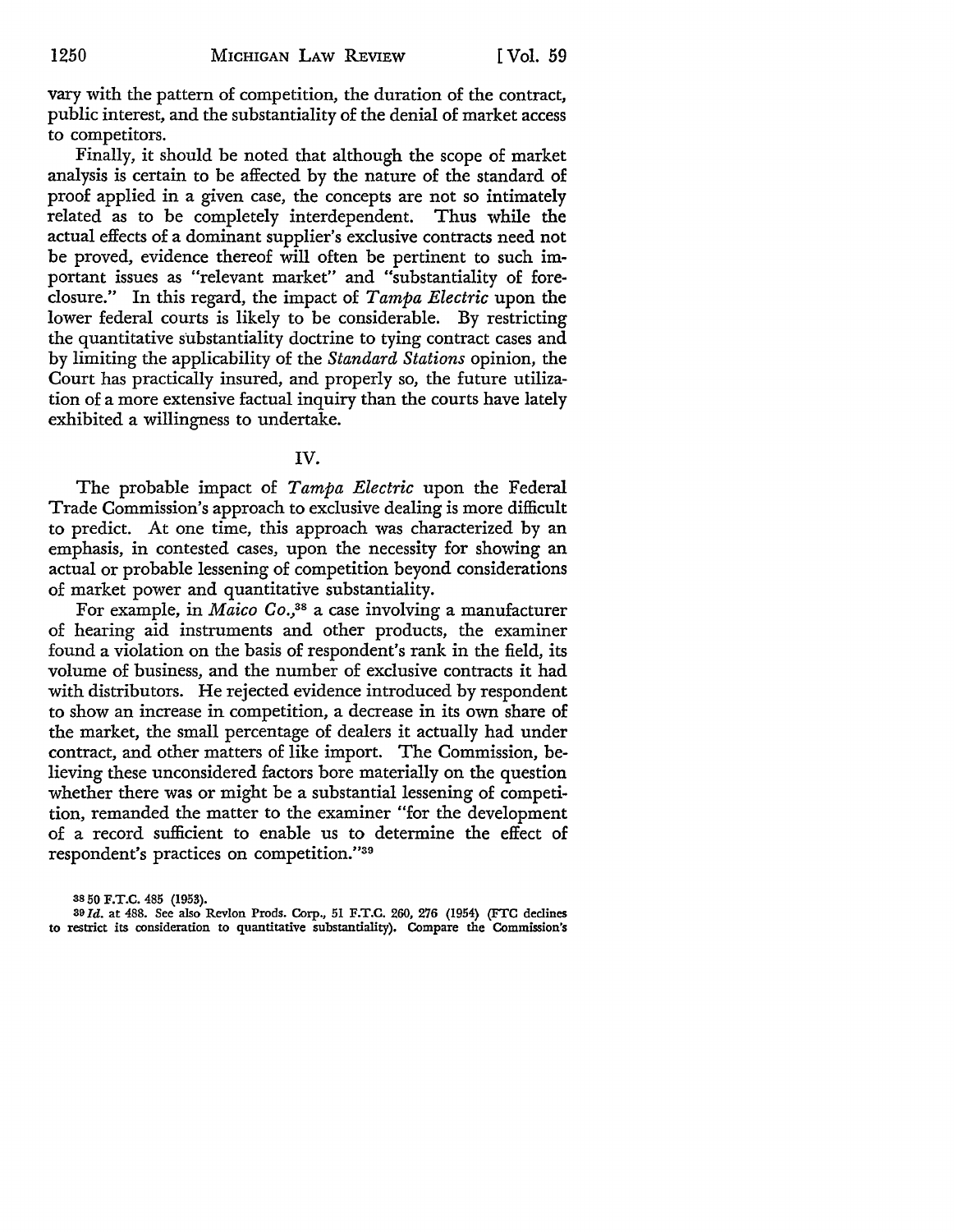vary with the pattern of competition, the duration of the contract, public interest, and the substantiality of the denial of market access to competitors.

Finally, it should be noted that although the scope of market analysis is certain to be affected by the nature of the standard of proof applied in a given case, the concepts are not so intimately related as to be completely interdependent. Thus while the actual effects of a dominant supplier's exclusive contracts need not be proved, evidence thereof will often be pertinent to such important issues as "relevant market" and "substantiality of foreclosure." In this regard, the impact of *Tampa Electric* upon the lower federal courts is likely to be considerable. By restricting the quantitative substantiality doctrine to tying contract cases and by limiting the applicability of the *Standard Stations* opinion, the Court has practically insured, and properly so, the future utilization of a more extensive factual inquiry than the courts have lately exhibited a willingness to undertake.

## IV.

The probable impact of *Tampa Electric* upon the Federal Trade Commission's approach to exclusive dealing is more difficult to predict. At one time, this approach was characterized by an emphasis, in contested cases, upon the necessity for showing an actual or probable lessening of competition beyond considerations of market power and quantitative substantiality.

For example, in *Maico Co.*,[38] a case involving a manufacturer of hearing aid instruments and other products, the examiner found a violation on the basis of respondent's rank in the field, its volume of business, and the number of exclusive contracts it had with distributors. He rejected evidence introduced by respondent to show an increase in competition, a decrease in its own share of the market, the small percentage of dealers it actually had under contract, and other matters of like import. The Commission, believing these unconsidered factors bore materially on the question whether there was or might be a substantial lessening of competition, remanded the matter to the examiner "for the development of a record sufficient to enable us to determine the effect of respondent's practices on competition."[39]

---

[38] 50 F.T.C. 485 (1953).

[39] *Id.* at 488. See also Revlon Prods. Corp., 51 F.T.C. 260, 276 (1954) (FTC declines to restrict its consideration to quantitative substantiality). Compare the Commission's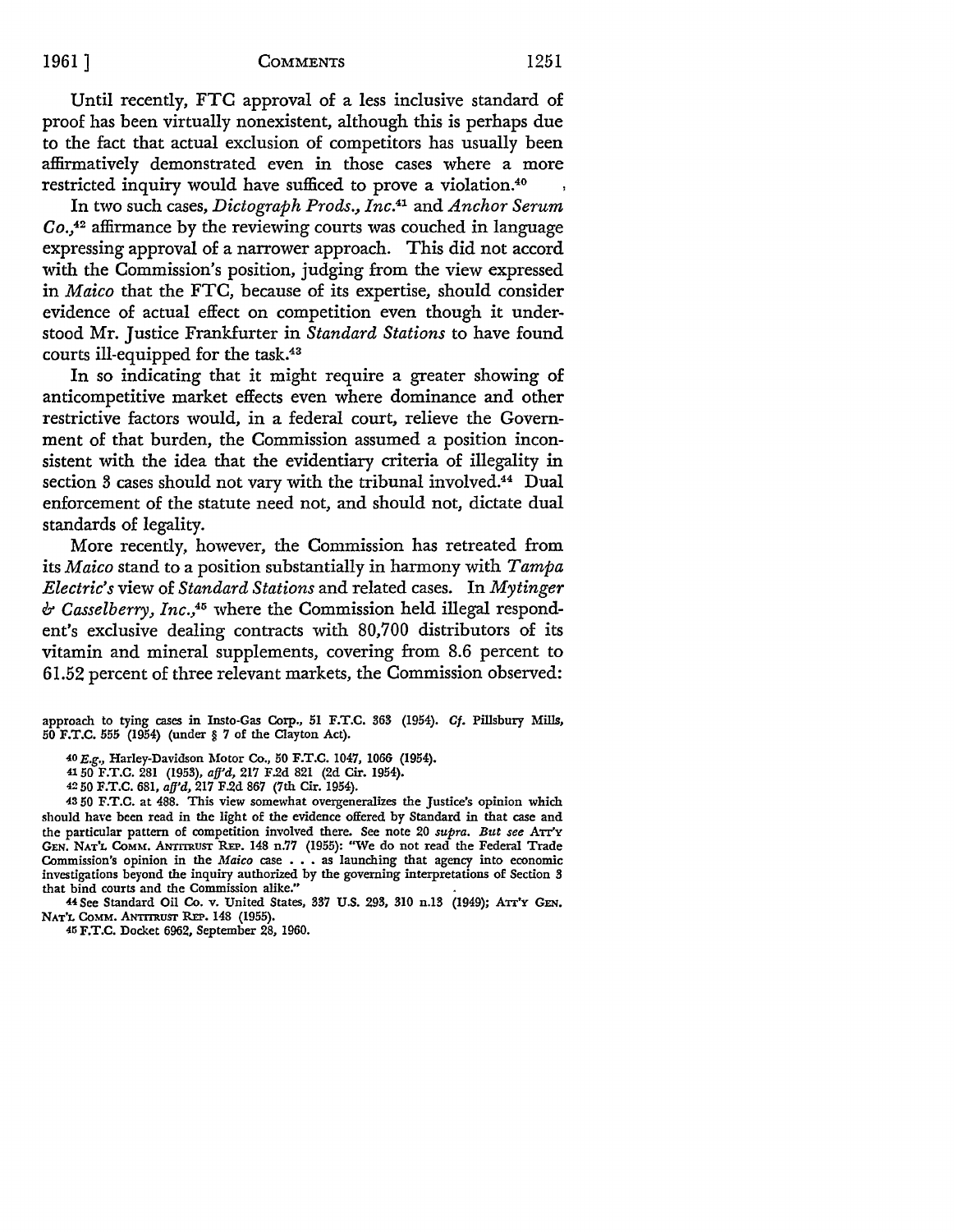Until recently, FTC approval of a less inclusive standard of proof has been virtually nonexistent, although this is perhaps due to the fact that actual exclusion of competitors has usually been affirmatively demonstrated even in those cases where a more restricted inquiry would have sufficed to prove a violation.[40]

In two such cases, *Dictograph Prods., Inc.*[41] and *Anchor Serum Co.*,[42] affirmance by the reviewing courts was couched in language expressing approval of a narrower approach. This did not accord with the Commission's position, judging from the view expressed in *Maico* that the FTC, because of its expertise, should consider evidence of actual effect on competition even though it understood Mr. Justice Frankfurter in *Standard Stations* to have found courts ill-equipped for the task.[43]

In so indicating that it might require a greater showing of anticompetitive market effects even where dominance and other restrictive factors would, in a federal court, relieve the Government of that burden, the Commission assumed a position inconsistent with the idea that the evidentiary criteria of illegality in section 3 cases should not vary with the tribunal involved.[44] Dual enforcement of the statute need not, and should not, dictate dual standards of legality.

More recently, however, the Commission has retreated from its *Maico* stand to a position substantially in harmony with *Tampa Electric's* view of *Standard Stations* and related cases. In *Mytinger & Casselberry, Inc.*,[45] where the Commission held illegal respondent's exclusive dealing contracts with 80,700 distributors of its vitamin and mineral supplements, covering from 8.6 percent to 61.52 percent of three relevant markets, the Commission observed:

---

approach to tying cases in Insto-Gas Corp., 51 F.T.C. 363 (1954). *Cf.* Pillsbury Mills, 50 F.T.C. 555 (1954) (under § 7 of the Clayton Act).

[40] *E.g.*, Harley-Davidson Motor Co., 50 F.T.C. 1047, 1066 (1954).

[41] 50 F.T.C. 281 (1953), *aff'd*, 217 F.2d 821 (2d Cir. 1954).

[42] 50 F.T.C. 681, *aff'd*, 217 F.2d 867 (7th Cir. 1954).

[43] 50 F.T.C. at 488. This view somewhat overgeneralizes the Justice's opinion which should have been read in the light of the evidence offered by Standard in that case and the particular pattern of competition involved there. See note 20 *supra*. *But see* ATT'Y GEN. NAT'L COMM. ANTITRUST REP. 148 n.77 (1955): "We do not read the Federal Trade Commission's opinion in the *Maico* case . . . as launching that agency into economic investigations beyond the inquiry authorized by the governing interpretations of Section 3 that bind courts and the Commission alike."

[44] See Standard Oil Co. v. United States, 337 U.S. 293, 310 n.13 (1949); ATT'Y GEN. NAT'L COMM. ANTITRUST REP. 148 (1955).

[45] F.T.C. Docket 6962, September 28, 1960.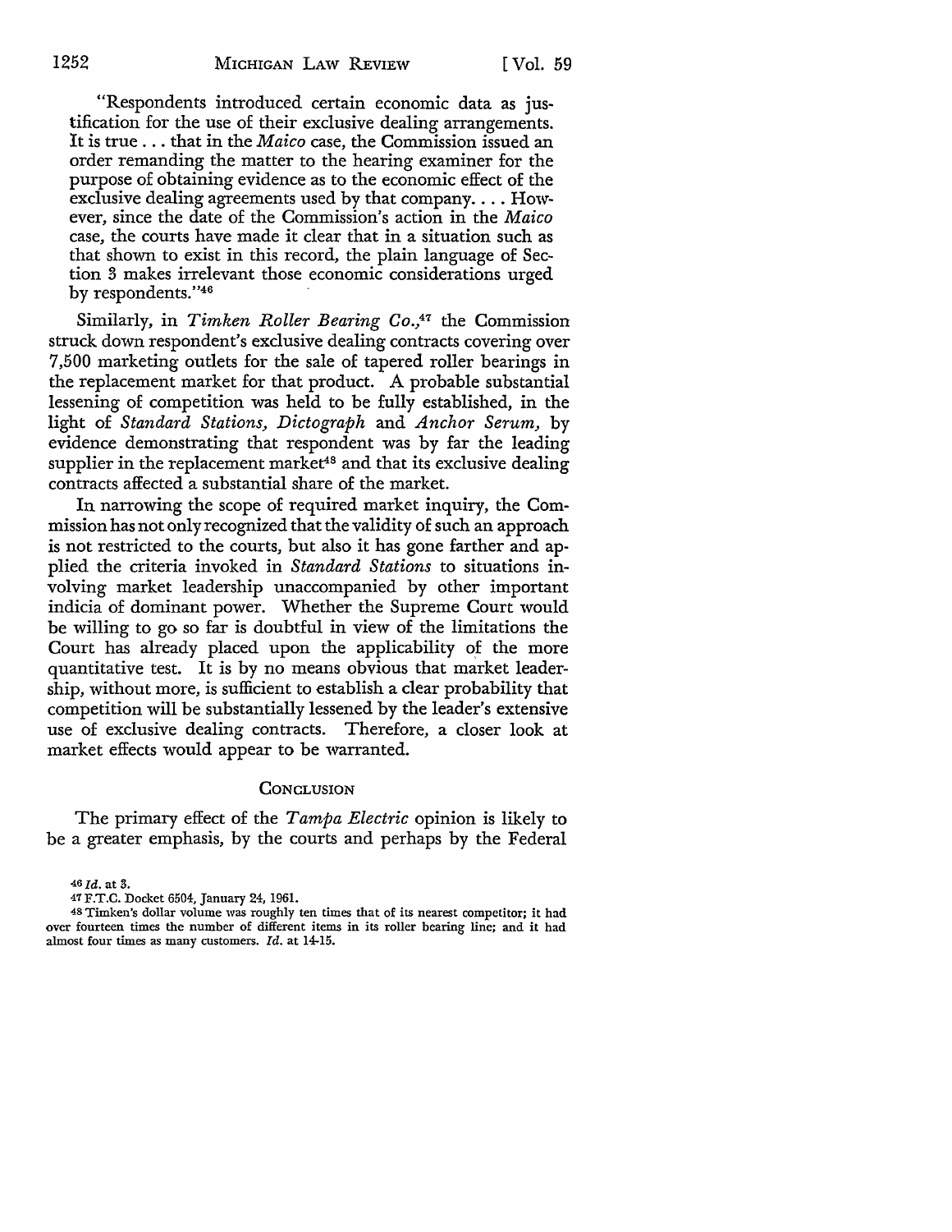"Respondents introduced certain economic data as justification for the use of their exclusive dealing arrangements. It is true . . . that in the *Maico* case, the Commission issued an order remanding the matter to the hearing examiner for the purpose of obtaining evidence as to the economic effect of the exclusive dealing agreements used by that company. . . . However, since the date of the Commission's action in the *Maico* case, the courts have made it clear that in a situation such as that shown to exist in this record, the plain language of Section 3 makes irrelevant those economic considerations urged by respondents."[46]

Similarly, in *Timken Roller Bearing Co.*,[47] the Commission struck down respondent's exclusive dealing contracts covering over 7,500 marketing outlets for the sale of tapered roller bearings in the replacement market for that product. A probable substantial lessening of competition was held to be fully established, in the light of *Standard Stations, Dictograph* and *Anchor Serum*, by evidence demonstrating that respondent was by far the leading supplier in the replacement market[48] and that its exclusive dealing contracts affected a substantial share of the market.

In narrowing the scope of required market inquiry, the Commission has not only recognized that the validity of such an approach is not restricted to the courts, but also it has gone farther and applied the criteria invoked in *Standard Stations* to situations involving market leadership unaccompanied by other important indicia of dominant power. Whether the Supreme Court would be willing to go so far is doubtful in view of the limitations the Court has already placed upon the applicability of the more quantitative test. It is by no means obvious that market leadership, without more, is sufficient to establish a clear probability that competition will be substantially lessened by the leader's extensive use of exclusive dealing contracts. Therefore, a closer look at market effects would appear to be warranted.

## Conclusion

The primary effect of the *Tampa Electric* opinion is likely to be a greater emphasis, by the courts and perhaps by the Federal

---

[46] *Id.* at 3.

[47] F.T.C. Docket 6504, January 24, 1961.

[48] Timken's dollar volume was roughly ten times that of its nearest competitor; it had over fourteen times the number of different items in its roller bearing line; and it had almost four times as many customers. *Id.* at 14-15.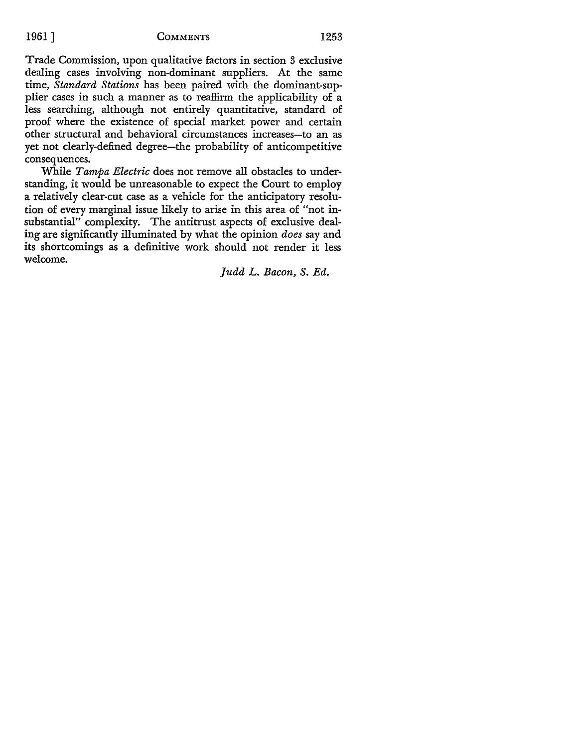Trade Commission, upon qualitative factors in section 3 exclusive dealing cases involving non-dominant suppliers. At the same time, *Standard Stations* has been paired with the dominant-supplier cases in such a manner as to reaffirm the applicability of a less searching, although not entirely quantitative, standard of proof where the existence of special market power and certain other structural and behavioral circumstances increases—to an as yet not clearly-defined degree—the probability of anticompetitive consequences.

While *Tampa Electric* does not remove all obstacles to understanding, it would be unreasonable to expect the Court to employ a relatively clear-cut case as a vehicle for the anticipatory resolution of every marginal issue likely to arise in this area of "not insubstantial" complexity. The antitrust aspects of exclusive dealing are significantly illuminated by what the opinion *does* say and its shortcomings as a definitive work should not render it less welcome.

*Judd L. Bacon, S. Ed.*